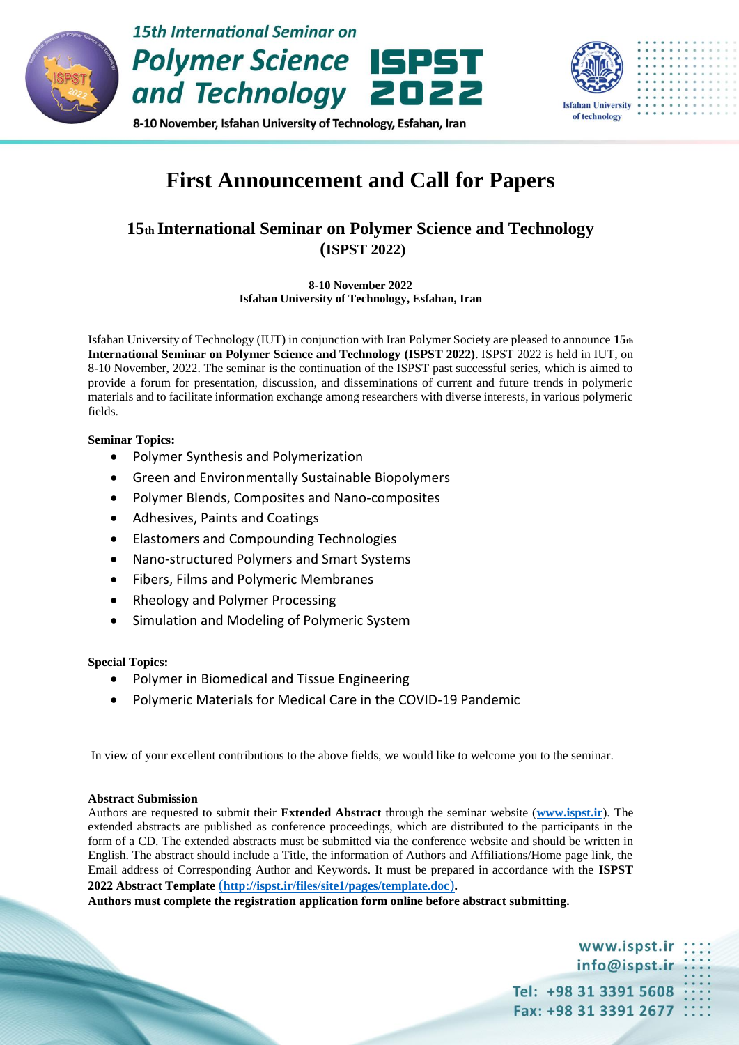# First Announcement and Call for Papers

## 15th International Seminar on Polymer Science and Technology (ISPST 2022)

**8-10 November 2022**
**Isfahan University of Technology, Esfahan, Iran**

Isfahan University of Technology (IUT) in conjunction with Iran Polymer Society are pleased to announce **15th International Seminar on Polymer Science and Technology (ISPST 2022)**. ISPST 2022 is held in IUT, on 8-10 November, 2022. The seminar is the continuation of the ISPST past successful series, which is aimed to provide a forum for presentation, discussion, and disseminations of current and future trends in polymeric materials and to facilitate information exchange among researchers with diverse interests, in various polymeric fields.

**Seminar Topics:**

- Polymer Synthesis and Polymerization
- Green and Environmentally Sustainable Biopolymers
- Polymer Blends, Composites and Nano-composites
- Adhesives, Paints and Coatings
- Elastomers and Compounding Technologies
- Nano-structured Polymers and Smart Systems
- Fibers, Films and Polymeric Membranes
- Rheology and Polymer Processing
- Simulation and Modeling of Polymeric System

**Special Topics:**

- Polymer in Biomedical and Tissue Engineering
- Polymeric Materials for Medical Care in the COVID-19 Pandemic

In view of your excellent contributions to the above fields, we would like to welcome you to the seminar.

**Abstract Submission**

Authors are requested to submit their **Extended Abstract** through the seminar website (**www.ispst.ir**). The extended abstracts are published as conference proceedings, which are distributed to the participants in the form of a CD. The extended abstracts must be submitted via the conference website and should be written in English. The abstract should include a Title, the information of Authors and Affiliations/Home page link, the Email address of Corresponding Author and Keywords. It must be prepared in accordance with the **ISPST 2022 Abstract Template (http://ispst.ir/files/site1/pages/template.doc).**

**Authors must complete the registration application form online before abstract submitting.**

www.ispst.ir
info@ispst.ir
Tel: +98 31 3391 5608
Fax: +98 31 3391 2677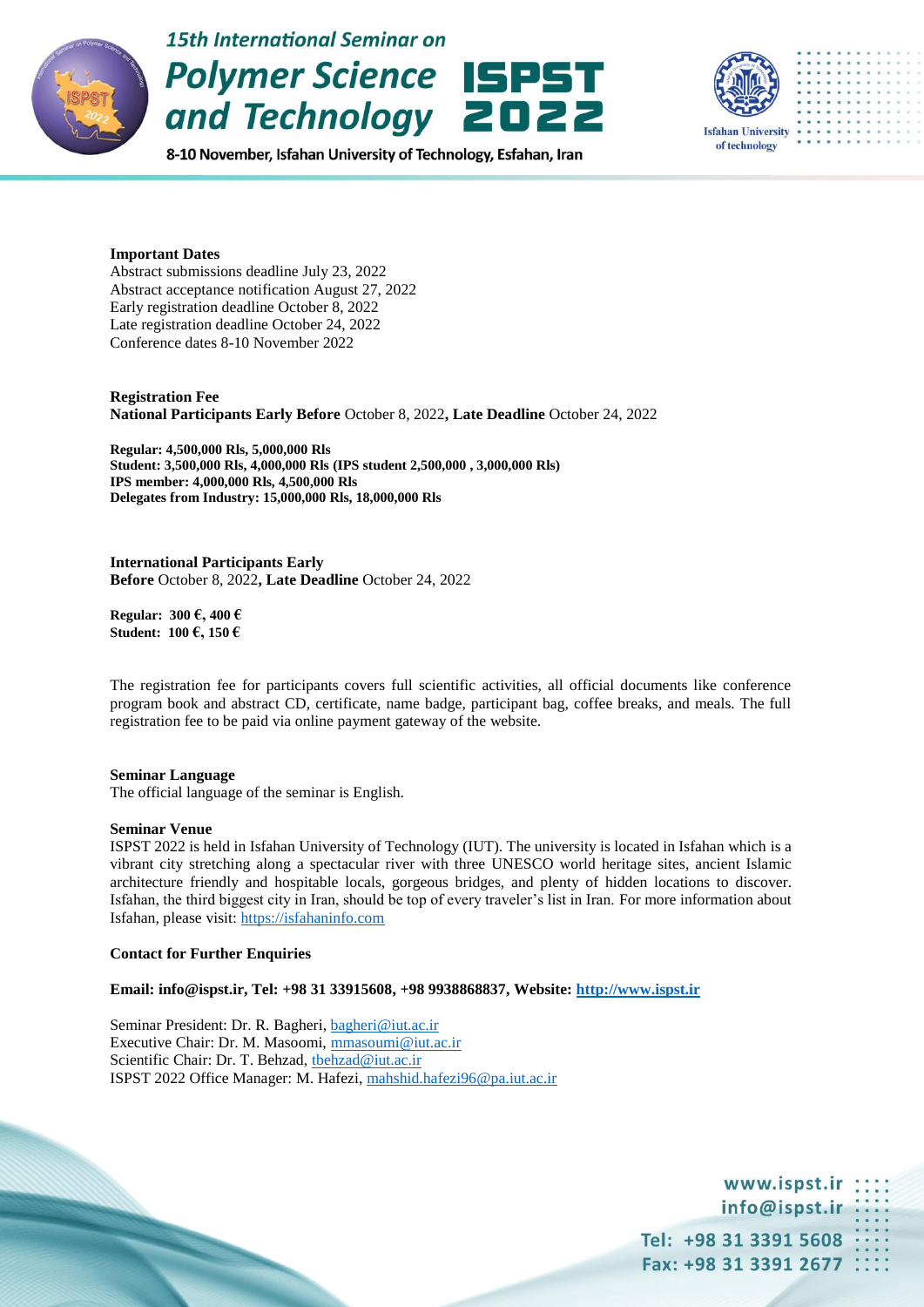**Important Dates**
Abstract submissions deadline July 23, 2022
Abstract acceptance notification August 27, 2022
Early registration deadline October 8, 2022
Late registration deadline October 24, 2022
Conference dates 8-10 November 2022

**Registration Fee**
**National Participants Early Before** October 8, 2022**, Late Deadline** October 24, 2022

**Regular: 4,500,000 Rls, 5,000,000 Rls**
**Student: 3,500,000 Rls, 4,000,000 Rls (IPS student 2,500,000 , 3,000,000 Rls)**
**IPS member: 4,000,000 Rls, 4,500,000 Rls**
**Delegates from Industry: 15,000,000 Rls, 18,000,000 Rls**

**International Participants Early**
**Before** October 8, 2022**, Late Deadline** October 24, 2022

**Regular: 300 €, 400 €**
**Student: 100 €, 150 €**

The registration fee for participants covers full scientific activities, all official documents like conference program book and abstract CD, certificate, name badge, participant bag, coffee breaks, and meals. The full registration fee to be paid via online payment gateway of the website.

**Seminar Language**
The official language of the seminar is English.

**Seminar Venue**
ISPST 2022 is held in Isfahan University of Technology (IUT). The university is located in Isfahan which is a vibrant city stretching along a spectacular river with three UNESCO world heritage sites, ancient Islamic architecture friendly and hospitable locals, gorgeous bridges, and plenty of hidden locations to discover. Isfahan, the third biggest city in Iran, should be top of every traveler's list in Iran. For more information about Isfahan, please visit: https://isfahaninfo.com

**Contact for Further Enquiries**

**Email: info@ispst.ir, Tel: +98 31 33915608, +98 9938868837, Website: http://www.ispst.ir**

Seminar President: Dr. R. Bagheri, bagheri@iut.ac.ir
Executive Chair: Dr. M. Masoomi, mmasoumi@iut.ac.ir
Scientific Chair: Dr. T. Behzad, tbehzad@iut.ac.ir
ISPST 2022 Office Manager: M. Hafezi, mahshid.hafezi96@pa.iut.ac.ir